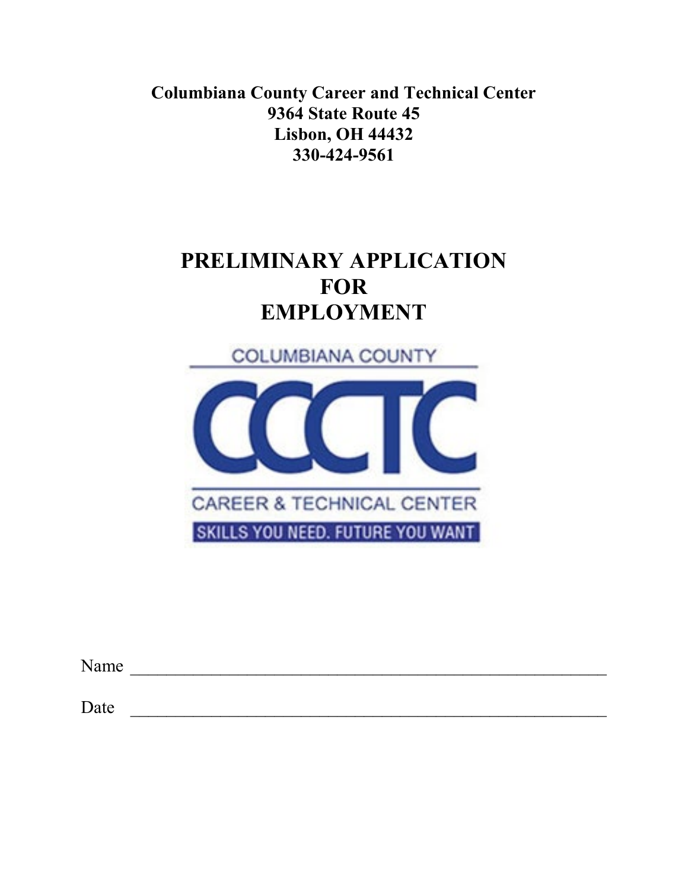**Columbiana County Career and Technical Center**
**9364 State Route 45**
**Lisbon, OH 44432**
**330-424-9561**

# PRELIMINARY APPLICATION FOR EMPLOYMENT

COLUMBIANA COUNTY

CCCTC

CAREER & TECHNICAL CENTER

SKILLS YOU NEED. FUTURE YOU WANT

Name ______________________________________________________

Date ______________________________________________________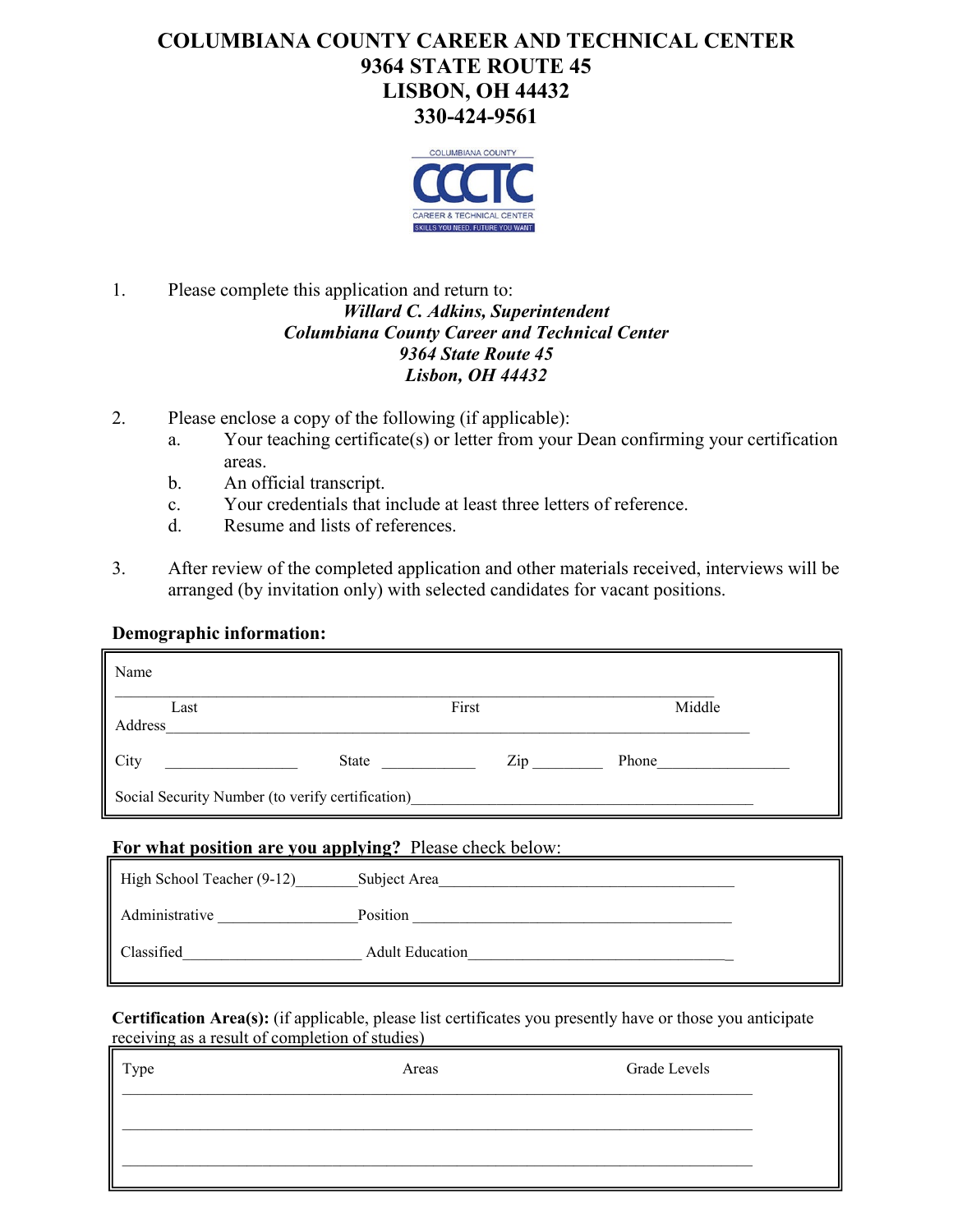# COLUMBIANA COUNTY CAREER AND TECHNICAL CENTER
## 9364 STATE ROUTE 45
## LISBON, OH 44432
## 330-424-9561

1. Please complete this application and return to:
   *Willard C. Adkins, Superintendent*
   *Columbiana County Career and Technical Center*
   *9364 State Route 45*
   *Lisbon, OH 44432*

2. Please enclose a copy of the following (if applicable):
   a. Your teaching certificate(s) or letter from your Dean confirming your certification areas.
   b. An official transcript.
   c. Your credentials that include at least three letters of reference.
   d. Resume and lists of references.

3. After review of the completed application and other materials received, interviews will be arranged (by invitation only) with selected candidates for vacant positions.

**Demographic information:**

Name ______________________________________________________________________

Last First Middle

Address ____________________________________________________________________

City ________________ State ____________ Zip _________ Phone _________________

Social Security Number (to verify certification) ______________________________________

**For what position are you applying?** Please check below:

High School Teacher (9-12) ________ Subject Area ______________________________________

Administrative _________________ Position ________________________________________

Classified ______________________ Adult Education ________________________________

**Certification Area(s):** (if applicable, please list certificates you presently have or those you anticipate receiving as a result of completion of studies)

| Type | Areas | Grade Levels |
|---|---|---|
| | | |
| | | |
| | | |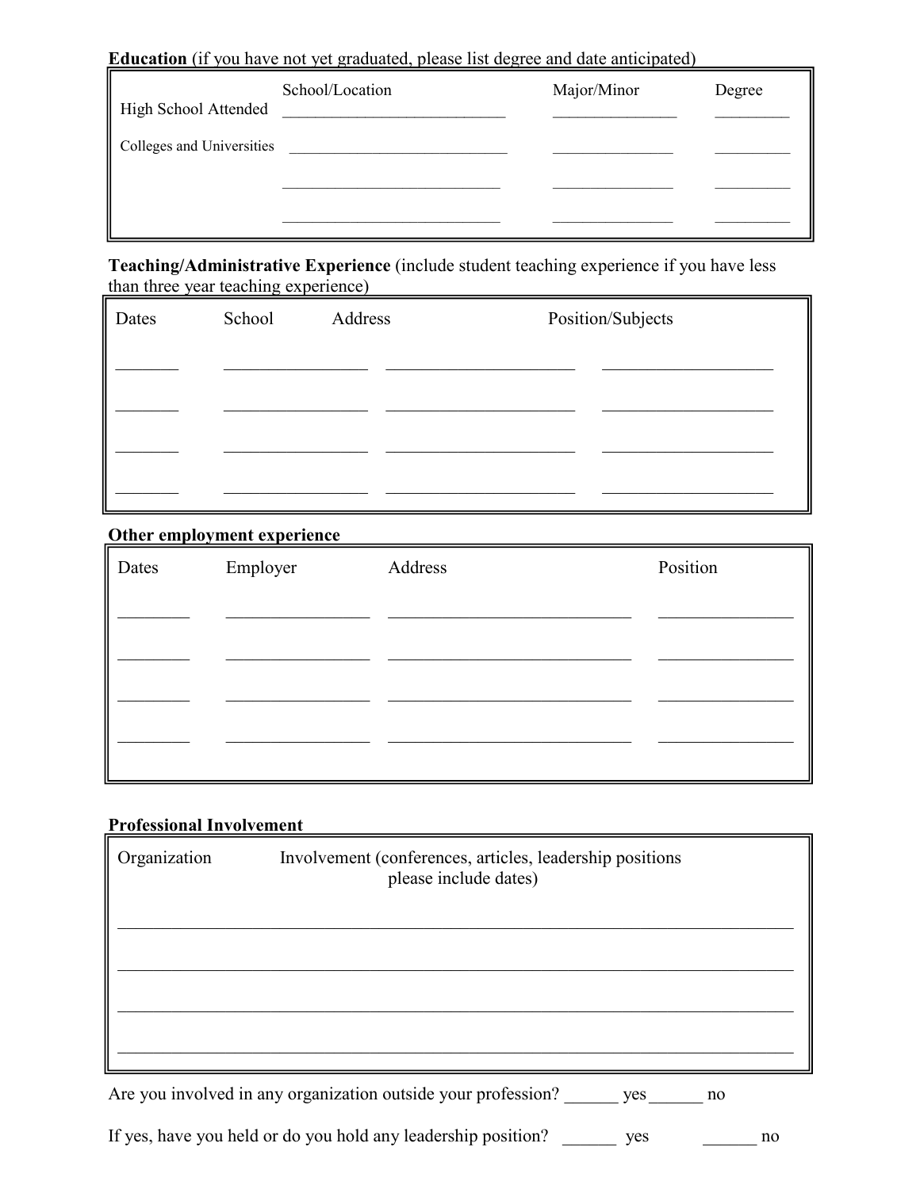**Education** (if you have not yet graduated, please list degree and date anticipated)

| | School/Location | Major/Minor | Degree |
|---|---|---|---|
| High School Attended | ___________________________ | _______________ | _________ |
| Colleges and Universities | ___________________________ | _______________ | _________ |
| | ___________________________ | _______________ | _________ |
| | ___________________________ | _______________ | _________ |

**Teaching/Administrative Experience** (include student teaching experience if you have less than three year teaching experience)

| Dates | School | Address | Position/Subjects |
|---|---|---|---|
| _______ | ________________ | _____________________ | ___________________ |
| _______ | ________________ | _____________________ | ___________________ |
| _______ | ________________ | _____________________ | ___________________ |
| _______ | ________________ | _____________________ | ___________________ |

**Other employment experience**

| Dates | Employer | Address | Position |
|---|---|---|---|
| ________ | ________________ | ___________________________ | _______________ |
| ________ | ________________ | ___________________________ | _______________ |
| ________ | ________________ | ___________________________ | _______________ |
| ________ | ________________ | ___________________________ | _______________ |

**Professional Involvement**

| Organization | Involvement (conferences, articles, leadership positions please include dates) |
|---|---|
| | |
| | |
| | |
| | |

Are you involved in any organization outside your profession? ______ yes ______ no

If yes, have you held or do you hold any leadership position? ______ yes ______ no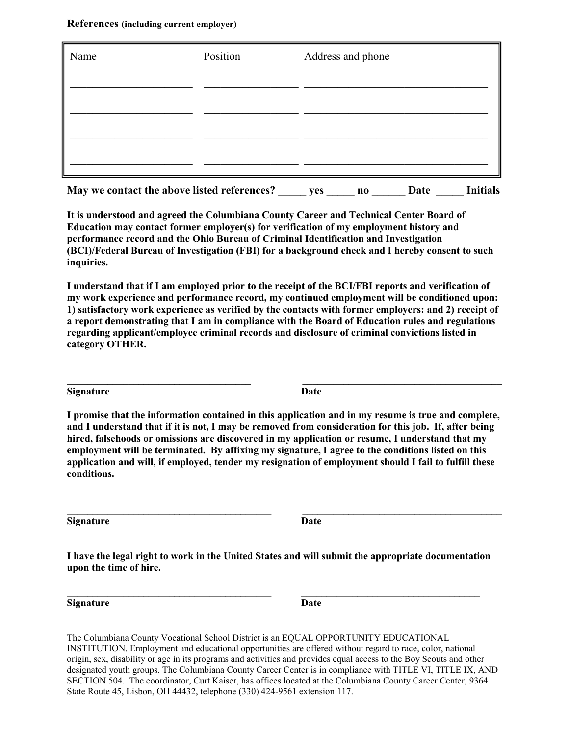**References** **(including current employer)**

| Name | Position | Address and phone |
| --- | --- | --- |
| ____________________ | ________________ | ______________________________ |
| ____________________ | ________________ | ______________________________ |
| ____________________ | ________________ | ______________________________ |
| ____________________ | ________________ | ______________________________ |

**May we contact the above listed references? _____ yes _____ no ______ Date _____ Initials**

**It is understood and agreed the Columbiana County Career and Technical Center Board of Education may contact former employer(s) for verification of my employment history and performance record and the Ohio Bureau of Criminal Identification and Investigation (BCI)/Federal Bureau of Investigation (FBI) for a background check and I hereby consent to such inquiries.**

**I understand that if I am employed prior to the receipt of the BCI/FBI reports and verification of my work experience and performance record, my continued employment will be conditioned upon: 1) satisfactory work experience as verified by the contacts with former employers: and 2) receipt of a report demonstrating that I am in compliance with the Board of Education rules and regulations regarding applicant/employee criminal records and disclosure of criminal convictions listed in category OTHER.**

**____________________________________ ________________________________________**
**Signature Date**

**I promise that the information contained in this application and in my resume is true and complete, and I understand that if it is not, I may be removed from consideration for this job. If, after being hired, falsehoods or omissions are discovered in my application or resume, I understand that my employment will be terminated. By affixing my signature, I agree to the conditions listed on this application and will, if employed, tender my resignation of employment should I fail to fulfill these conditions.**

**________________________________________ ________________________________________**
**Signature Date**

**I have the legal right to work in the United States and will submit the appropriate documentation upon the time of hire.**

**________________________________________ ____________________________________**
**Signature Date**

The Columbiana County Vocational School District is an EQUAL OPPORTUNITY EDUCATIONAL INSTITUTION. Employment and educational opportunities are offered without regard to race, color, national origin, sex, disability or age in its programs and activities and provides equal access to the Boy Scouts and other designated youth groups. The Columbiana County Career Center is in compliance with TITLE VI, TITLE IX, AND SECTION 504. The coordinator, Curt Kaiser, has offices located at the Columbiana County Career Center, 9364 State Route 45, Lisbon, OH 44432, telephone (330) 424-9561 extension 117.